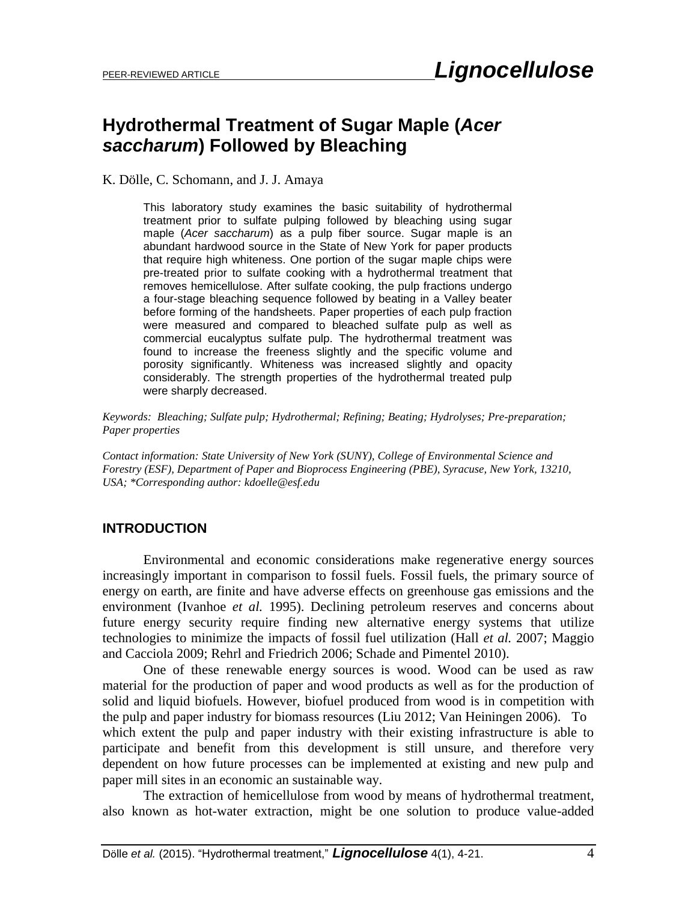# Hydrothermal Treatment of Sugar Maple (*Acer saccharum*) Followed by Bleaching

K. Dölle, C. Schomann, and J. J. Amaya

This laboratory study examines the basic suitability of hydrothermal treatment prior to sulfate pulping followed by bleaching using sugar maple (*Acer saccharum*) as a pulp fiber source. Sugar maple is an abundant hardwood source in the State of New York for paper products that require high whiteness. One portion of the sugar maple chips were pre-treated prior to sulfate cooking with a hydrothermal treatment that removes hemicellulose. After sulfate cooking, the pulp fractions undergo a four-stage bleaching sequence followed by beating in a Valley beater before forming of the handsheets. Paper properties of each pulp fraction were measured and compared to bleached sulfate pulp as well as commercial eucalyptus sulfate pulp. The hydrothermal treatment was found to increase the freeness slightly and the specific volume and porosity significantly. Whiteness was increased slightly and opacity considerably. The strength properties of the hydrothermal treated pulp were sharply decreased.

*Keywords: Bleaching; Sulfate pulp; Hydrothermal; Refining; Beating; Hydrolyses; Pre-preparation; Paper properties*

*Contact information: State University of New York (SUNY), College of Environmental Science and Forestry (ESF), Department of Paper and Bioprocess Engineering (PBE), Syracuse, New York, 13210, USA; \*Corresponding author: kdoelle@esf.edu*

## INTRODUCTION

Environmental and economic considerations make regenerative energy sources increasingly important in comparison to fossil fuels. Fossil fuels, the primary source of energy on earth, are finite and have adverse effects on greenhouse gas emissions and the environment (Ivanhoe *et al.* 1995). Declining petroleum reserves and concerns about future energy security require finding new alternative energy systems that utilize technologies to minimize the impacts of fossil fuel utilization (Hall *et al.* 2007; Maggio and Cacciola 2009; Rehrl and Friedrich 2006; Schade and Pimentel 2010).

One of these renewable energy sources is wood. Wood can be used as raw material for the production of paper and wood products as well as for the production of solid and liquid biofuels. However, biofuel produced from wood is in competition with the pulp and paper industry for biomass resources (Liu 2012; Van Heiningen 2006). To which extent the pulp and paper industry with their existing infrastructure is able to participate and benefit from this development is still unsure, and therefore very dependent on how future processes can be implemented at existing and new pulp and paper mill sites in an economic an sustainable way.

The extraction of hemicellulose from wood by means of hydrothermal treatment, also known as hot-water extraction, might be one solution to produce value-added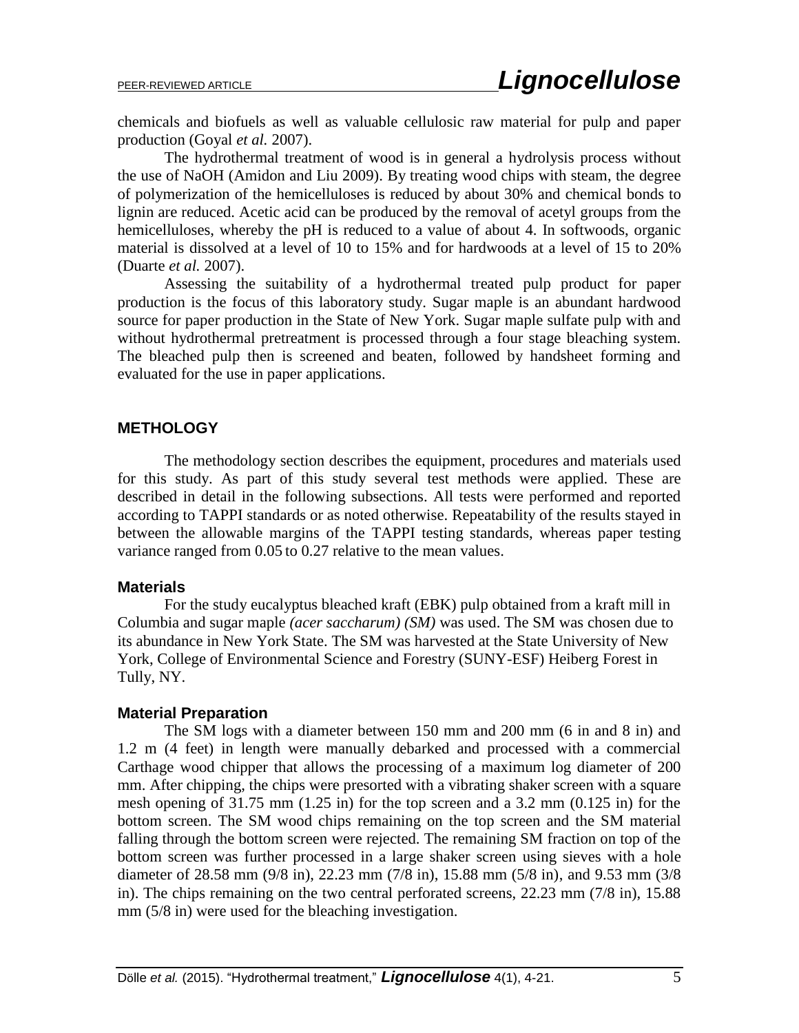chemicals and biofuels as well as valuable cellulosic raw material for pulp and paper production (Goyal *et al.* 2007).

The hydrothermal treatment of wood is in general a hydrolysis process without the use of NaOH (Amidon and Liu 2009). By treating wood chips with steam, the degree of polymerization of the hemicelluloses is reduced by about 30% and chemical bonds to lignin are reduced. Acetic acid can be produced by the removal of acetyl groups from the hemicelluloses, whereby the pH is reduced to a value of about 4. In softwoods, organic material is dissolved at a level of 10 to 15% and for hardwoods at a level of 15 to 20% (Duarte *et al.* 2007).

Assessing the suitability of a hydrothermal treated pulp product for paper production is the focus of this laboratory study. Sugar maple is an abundant hardwood source for paper production in the State of New York. Sugar maple sulfate pulp with and without hydrothermal pretreatment is processed through a four stage bleaching system. The bleached pulp then is screened and beaten, followed by handsheet forming and evaluated for the use in paper applications.

## METHOLOGY

The methodology section describes the equipment, procedures and materials used for this study. As part of this study several test methods were applied. These are described in detail in the following subsections. All tests were performed and reported according to TAPPI standards or as noted otherwise. Repeatability of the results stayed in between the allowable margins of the TAPPI testing standards, whereas paper testing variance ranged from 0.05 to 0.27 relative to the mean values.

### Materials

For the study eucalyptus bleached kraft (EBK) pulp obtained from a kraft mill in Columbia and sugar maple *(acer saccharum) (SM)* was used. The SM was chosen due to its abundance in New York State. The SM was harvested at the State University of New York, College of Environmental Science and Forestry (SUNY-ESF) Heiberg Forest in Tully, NY.

### Material Preparation

The SM logs with a diameter between 150 mm and 200 mm (6 in and 8 in) and 1.2 m (4 feet) in length were manually debarked and processed with a commercial Carthage wood chipper that allows the processing of a maximum log diameter of 200 mm. After chipping, the chips were presorted with a vibrating shaker screen with a square mesh opening of 31.75 mm (1.25 in) for the top screen and a 3.2 mm (0.125 in) for the bottom screen. The SM wood chips remaining on the top screen and the SM material falling through the bottom screen were rejected. The remaining SM fraction on top of the bottom screen was further processed in a large shaker screen using sieves with a hole diameter of 28.58 mm (9/8 in), 22.23 mm (7/8 in), 15.88 mm (5/8 in), and 9.53 mm (3/8 in). The chips remaining on the two central perforated screens, 22.23 mm (7/8 in), 15.88 mm (5/8 in) were used for the bleaching investigation.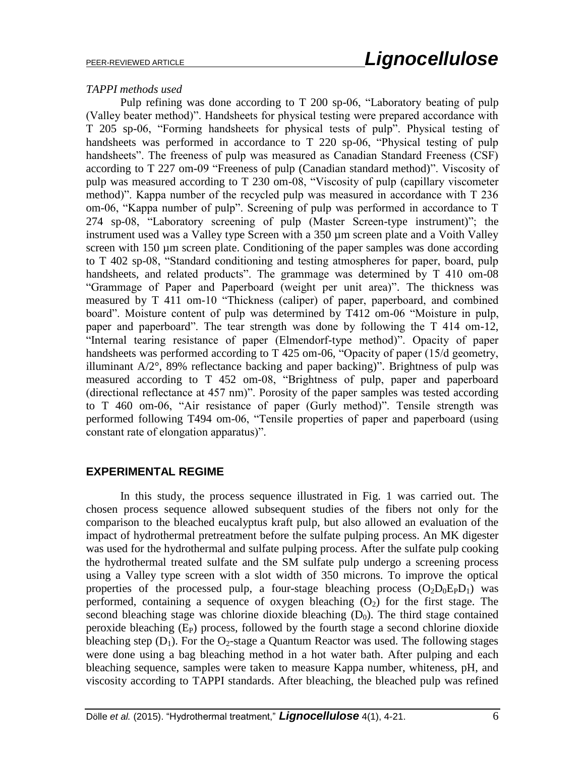*TAPPI methods used*

Pulp refining was done according to T 200 sp-06, "Laboratory beating of pulp (Valley beater method)". Handsheets for physical testing were prepared accordance with T 205 sp-06, "Forming handsheets for physical tests of pulp". Physical testing of handsheets was performed in accordance to T 220 sp-06, "Physical testing of pulp handsheets". The freeness of pulp was measured as Canadian Standard Freeness (CSF) according to T 227 om-09 "Freeness of pulp (Canadian standard method)". Viscosity of pulp was measured according to T 230 om-08, "Viscosity of pulp (capillary viscometer method)". Kappa number of the recycled pulp was measured in accordance with T 236 om-06, "Kappa number of pulp". Screening of pulp was performed in accordance to T 274 sp-08, "Laboratory screening of pulp (Master Screen-type instrument)"; the instrument used was a Valley type Screen with a 350 µm screen plate and a Voith Valley screen with 150 µm screen plate. Conditioning of the paper samples was done according to T 402 sp-08, "Standard conditioning and testing atmospheres for paper, board, pulp handsheets, and related products". The grammage was determined by T 410 om-08 "Grammage of Paper and Paperboard (weight per unit area)". The thickness was measured by T 411 om-10 "Thickness (caliper) of paper, paperboard, and combined board". Moisture content of pulp was determined by T412 om-06 "Moisture in pulp, paper and paperboard". The tear strength was done by following the T 414 om-12, "Internal tearing resistance of paper (Elmendorf-type method)". Opacity of paper handsheets was performed according to T 425 om-06, "Opacity of paper (15/d geometry, illuminant A/2°, 89% reflectance backing and paper backing)". Brightness of pulp was measured according to T 452 om-08, "Brightness of pulp, paper and paperboard (directional reflectance at 457 nm)". Porosity of the paper samples was tested according to T 460 om-06, "Air resistance of paper (Gurly method)". Tensile strength was performed following T494 om-06, "Tensile properties of paper and paperboard (using constant rate of elongation apparatus)".

## EXPERIMENTAL REGIME

In this study, the process sequence illustrated in Fig. 1 was carried out. The chosen process sequence allowed subsequent studies of the fibers not only for the comparison to the bleached eucalyptus kraft pulp, but also allowed an evaluation of the impact of hydrothermal pretreatment before the sulfate pulping process. An MK digester was used for the hydrothermal and sulfate pulping process. After the sulfate pulp cooking the hydrothermal treated sulfate and the SM sulfate pulp undergo a screening process using a Valley type screen with a slot width of 350 microns. To improve the optical properties of the processed pulp, a four-stage bleaching process ($O_2D_0E_PD_1$) was performed, containing a sequence of oxygen bleaching ($O_2$) for the first stage. The second bleaching stage was chlorine dioxide bleaching ($D_0$). The third stage contained peroxide bleaching ($E_P$) process, followed by the fourth stage a second chlorine dioxide bleaching step ($D_1$). For the $O_2$-stage a Quantum Reactor was used. The following stages were done using a bag bleaching method in a hot water bath. After pulping and each bleaching sequence, samples were taken to measure Kappa number, whiteness, pH, and viscosity according to TAPPI standards. After bleaching, the bleached pulp was refined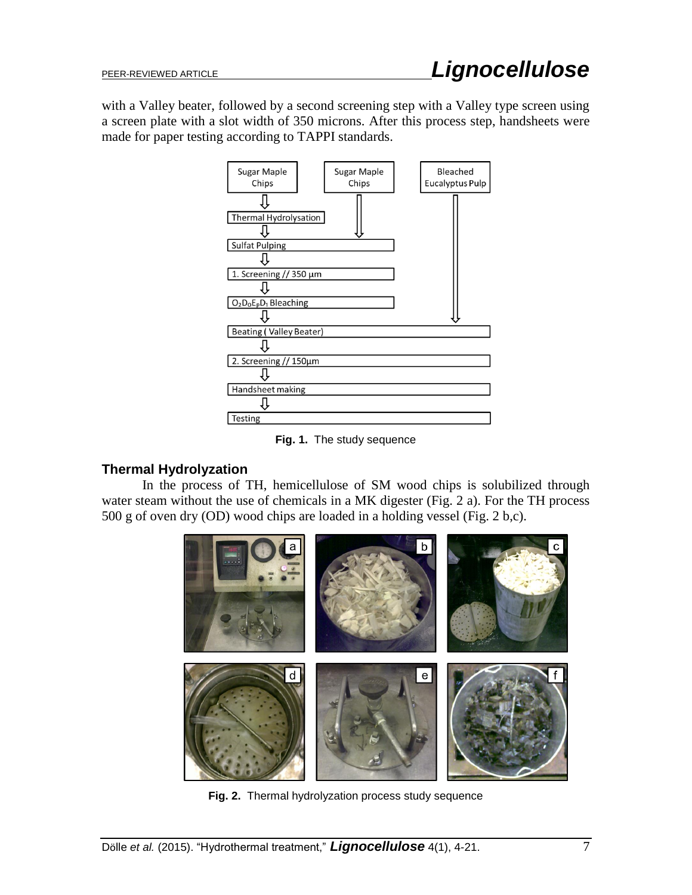with a Valley beater, followed by a second screening step with a Valley type screen using a screen plate with a slot width of 350 microns. After this process step, handsheets were made for paper testing according to TAPPI standards.

Sugar Maple Chips → Thermal Hydrolysation → Sulfat Pulping

Sugar Maple Chips → Sulfat Pulping

Sulfat Pulping → 1. Screening // 350 μm → $O_2D_0E_PD_1$ Bleaching → Beating ( Valley Beater)

Bleached Eucalyptus Pulp → Beating ( Valley Beater)

Beating ( Valley Beater) → 2. Screening // 150μm → Handsheet making → Testing

**Fig. 1.** The study sequence

### Thermal Hydrolyzation

In the process of TH, hemicellulose of SM wood chips is solubilized through water steam without the use of chemicals in a MK digester (Fig. 2 a). For the TH process 500 g of oven dry (OD) wood chips are loaded in a holding vessel (Fig. 2 b,c).

**Fig. 2.** Thermal hydrolyzation process study sequence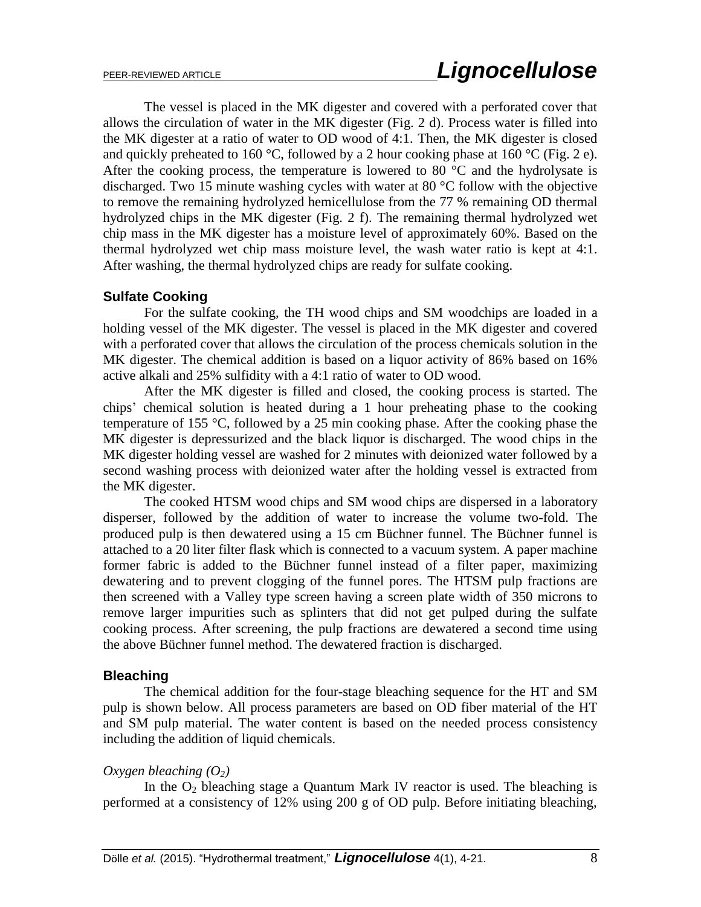The vessel is placed in the MK digester and covered with a perforated cover that allows the circulation of water in the MK digester (Fig. 2 d). Process water is filled into the MK digester at a ratio of water to OD wood of 4:1. Then, the MK digester is closed and quickly preheated to 160 °C, followed by a 2 hour cooking phase at 160 °C (Fig. 2 e). After the cooking process, the temperature is lowered to 80 °C and the hydrolysate is discharged. Two 15 minute washing cycles with water at 80 °C follow with the objective to remove the remaining hydrolyzed hemicellulose from the 77 % remaining OD thermal hydrolyzed chips in the MK digester (Fig. 2 f). The remaining thermal hydrolyzed wet chip mass in the MK digester has a moisture level of approximately 60%. Based on the thermal hydrolyzed wet chip mass moisture level, the wash water ratio is kept at 4:1. After washing, the thermal hydrolyzed chips are ready for sulfate cooking.

### Sulfate Cooking

For the sulfate cooking, the TH wood chips and SM woodchips are loaded in a holding vessel of the MK digester. The vessel is placed in the MK digester and covered with a perforated cover that allows the circulation of the process chemicals solution in the MK digester. The chemical addition is based on a liquor activity of 86% based on 16% active alkali and 25% sulfidity with a 4:1 ratio of water to OD wood.

After the MK digester is filled and closed, the cooking process is started. The chips' chemical solution is heated during a 1 hour preheating phase to the cooking temperature of 155 °C, followed by a 25 min cooking phase. After the cooking phase the MK digester is depressurized and the black liquor is discharged. The wood chips in the MK digester holding vessel are washed for 2 minutes with deionized water followed by a second washing process with deionized water after the holding vessel is extracted from the MK digester.

The cooked HTSM wood chips and SM wood chips are dispersed in a laboratory disperser, followed by the addition of water to increase the volume two-fold. The produced pulp is then dewatered using a 15 cm Büchner funnel. The Büchner funnel is attached to a 20 liter filter flask which is connected to a vacuum system. A paper machine former fabric is added to the Büchner funnel instead of a filter paper, maximizing dewatering and to prevent clogging of the funnel pores. The HTSM pulp fractions are then screened with a Valley type screen having a screen plate width of 350 microns to remove larger impurities such as splinters that did not get pulped during the sulfate cooking process. After screening, the pulp fractions are dewatered a second time using the above Büchner funnel method. The dewatered fraction is discharged.

### Bleaching

The chemical addition for the four-stage bleaching sequence for the HT and SM pulp is shown below. All process parameters are based on OD fiber material of the HT and SM pulp material. The water content is based on the needed process consistency including the addition of liquid chemicals.

*Oxygen bleaching ($O_2$)*

In the $O_2$ bleaching stage a Quantum Mark IV reactor is used. The bleaching is performed at a consistency of 12% using 200 g of OD pulp. Before initiating bleaching,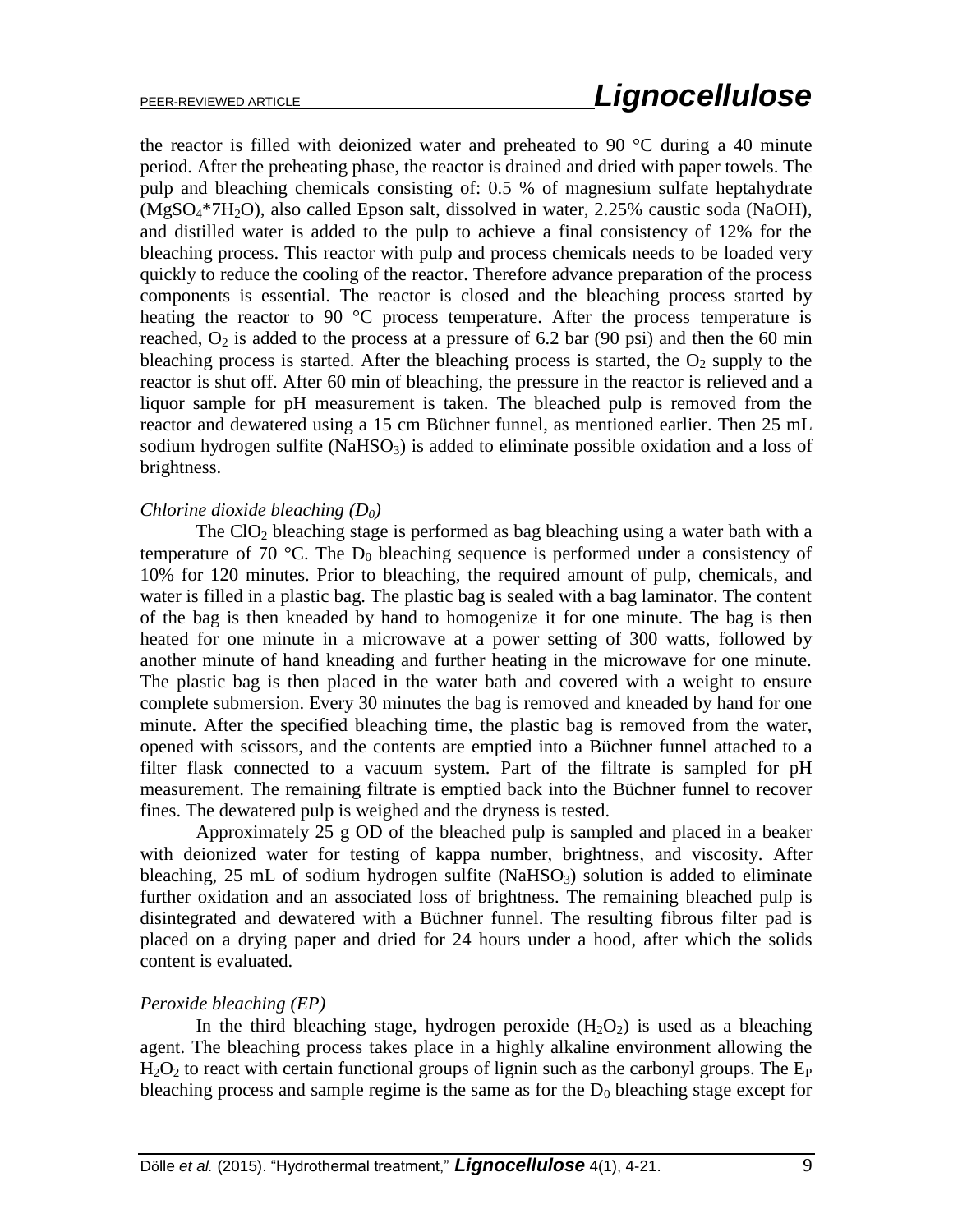the reactor is filled with deionized water and preheated to 90 °C during a 40 minute period. After the preheating phase, the reactor is drained and dried with paper towels. The pulp and bleaching chemicals consisting of: 0.5 % of magnesium sulfate heptahydrate ($MgSO_4$*$7H_2O$), also called Epson salt, dissolved in water, 2.25% caustic soda (NaOH), and distilled water is added to the pulp to achieve a final consistency of 12% for the bleaching process. This reactor with pulp and process chemicals needs to be loaded very quickly to reduce the cooling of the reactor. Therefore advance preparation of the process components is essential. The reactor is closed and the bleaching process started by heating the reactor to 90 °C process temperature. After the process temperature is reached, $O_2$ is added to the process at a pressure of 6.2 bar (90 psi) and then the 60 min bleaching process is started. After the bleaching process is started, the $O_2$ supply to the reactor is shut off. After 60 min of bleaching, the pressure in the reactor is relieved and a liquor sample for pH measurement is taken. The bleached pulp is removed from the reactor and dewatered using a 15 cm Büchner funnel, as mentioned earlier. Then 25 mL sodium hydrogen sulfite ($NaHSO_3$) is added to eliminate possible oxidation and a loss of brightness.

*Chlorine dioxide bleaching ($D_0$)*

The $ClO_2$ bleaching stage is performed as bag bleaching using a water bath with a temperature of 70 °C. The $D_0$ bleaching sequence is performed under a consistency of 10% for 120 minutes. Prior to bleaching, the required amount of pulp, chemicals, and water is filled in a plastic bag. The plastic bag is sealed with a bag laminator. The content of the bag is then kneaded by hand to homogenize it for one minute. The bag is then heated for one minute in a microwave at a power setting of 300 watts, followed by another minute of hand kneading and further heating in the microwave for one minute. The plastic bag is then placed in the water bath and covered with a weight to ensure complete submersion. Every 30 minutes the bag is removed and kneaded by hand for one minute. After the specified bleaching time, the plastic bag is removed from the water, opened with scissors, and the contents are emptied into a Büchner funnel attached to a filter flask connected to a vacuum system. Part of the filtrate is sampled for pH measurement. The remaining filtrate is emptied back into the Büchner funnel to recover fines. The dewatered pulp is weighed and the dryness is tested.

Approximately 25 g OD of the bleached pulp is sampled and placed in a beaker with deionized water for testing of kappa number, brightness, and viscosity. After bleaching, 25 mL of sodium hydrogen sulfite ($NaHSO_3$) solution is added to eliminate further oxidation and an associated loss of brightness. The remaining bleached pulp is disintegrated and dewatered with a Büchner funnel. The resulting fibrous filter pad is placed on a drying paper and dried for 24 hours under a hood, after which the solids content is evaluated.

*Peroxide bleaching (EP)*

In the third bleaching stage, hydrogen peroxide ($H_2O_2$) is used as a bleaching agent. The bleaching process takes place in a highly alkaline environment allowing the $H_2O_2$ to react with certain functional groups of lignin such as the carbonyl groups. The $E_P$ bleaching process and sample regime is the same as for the $D_0$ bleaching stage except for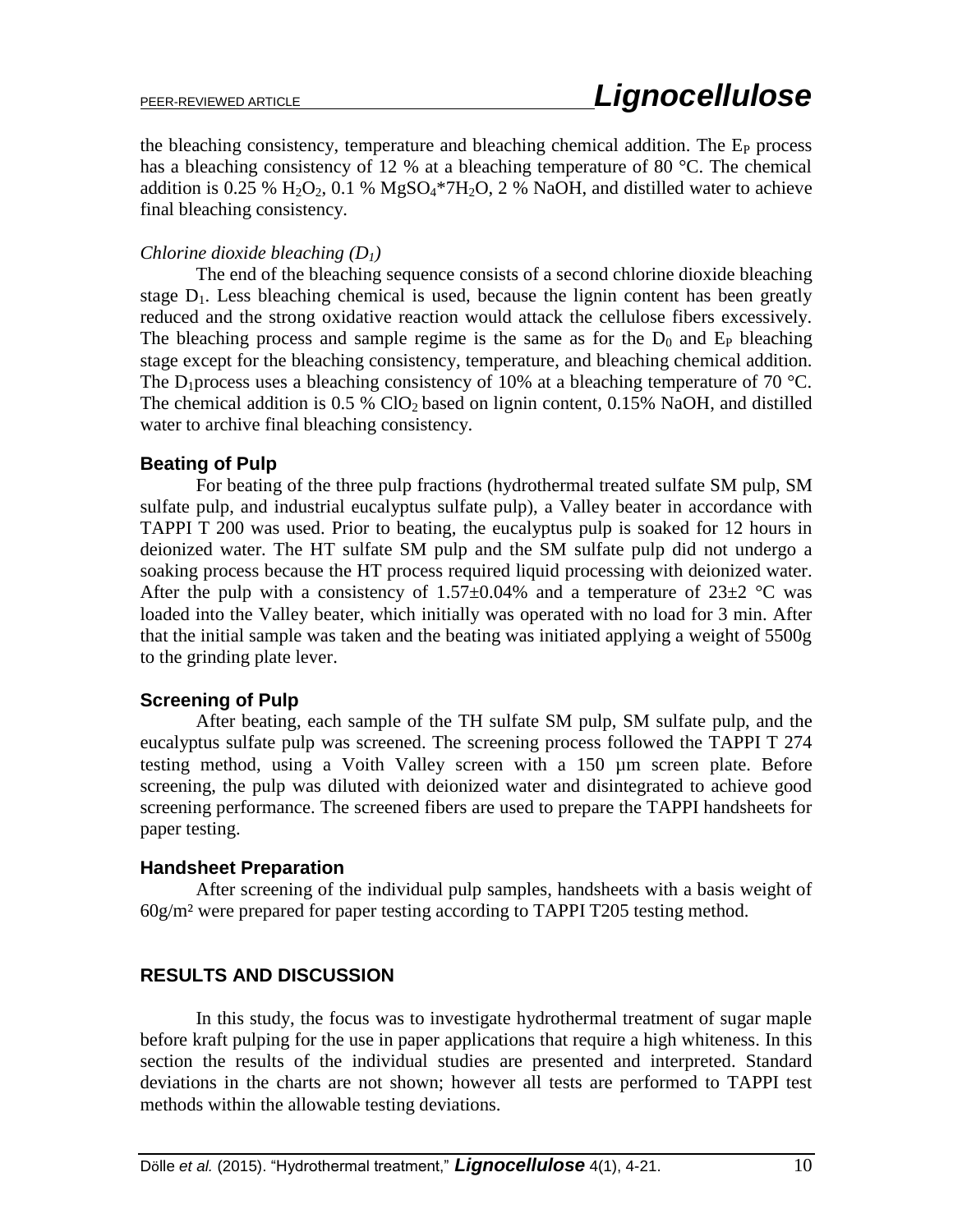the bleaching consistency, temperature and bleaching chemical addition. The $E_P$ process has a bleaching consistency of 12 % at a bleaching temperature of 80 °C. The chemical addition is 0.25 % $H_2O_2$, 0.1 % $MgSO_4*7H_2O$, 2 % NaOH, and distilled water to achieve final bleaching consistency.

*Chlorine dioxide bleaching ($D_1$)*

The end of the bleaching sequence consists of a second chlorine dioxide bleaching stage $D_1$. Less bleaching chemical is used, because the lignin content has been greatly reduced and the strong oxidative reaction would attack the cellulose fibers excessively. The bleaching process and sample regime is the same as for the $D_0$ and $E_P$ bleaching stage except for the bleaching consistency, temperature, and bleaching chemical addition. The $D_1$process uses a bleaching consistency of 10% at a bleaching temperature of 70 °C. The chemical addition is 0.5 % $ClO_2$ based on lignin content, 0.15% NaOH, and distilled water to archive final bleaching consistency.

### Beating of Pulp

For beating of the three pulp fractions (hydrothermal treated sulfate SM pulp, SM sulfate pulp, and industrial eucalyptus sulfate pulp), a Valley beater in accordance with TAPPI T 200 was used. Prior to beating, the eucalyptus pulp is soaked for 12 hours in deionized water. The HT sulfate SM pulp and the SM sulfate pulp did not undergo a soaking process because the HT process required liquid processing with deionized water. After the pulp with a consistency of 1.57±0.04% and a temperature of 23±2 °C was loaded into the Valley beater, which initially was operated with no load for 3 min. After that the initial sample was taken and the beating was initiated applying a weight of 5500g to the grinding plate lever.

### Screening of Pulp

After beating, each sample of the TH sulfate SM pulp, SM sulfate pulp, and the eucalyptus sulfate pulp was screened. The screening process followed the TAPPI T 274 testing method, using a Voith Valley screen with a 150 µm screen plate. Before screening, the pulp was diluted with deionized water and disintegrated to achieve good screening performance. The screened fibers are used to prepare the TAPPI handsheets for paper testing.

### Handsheet Preparation

After screening of the individual pulp samples, handsheets with a basis weight of 60g/m² were prepared for paper testing according to TAPPI T205 testing method.

## RESULTS AND DISCUSSION

In this study, the focus was to investigate hydrothermal treatment of sugar maple before kraft pulping for the use in paper applications that require a high whiteness. In this section the results of the individual studies are presented and interpreted. Standard deviations in the charts are not shown; however all tests are performed to TAPPI test methods within the allowable testing deviations.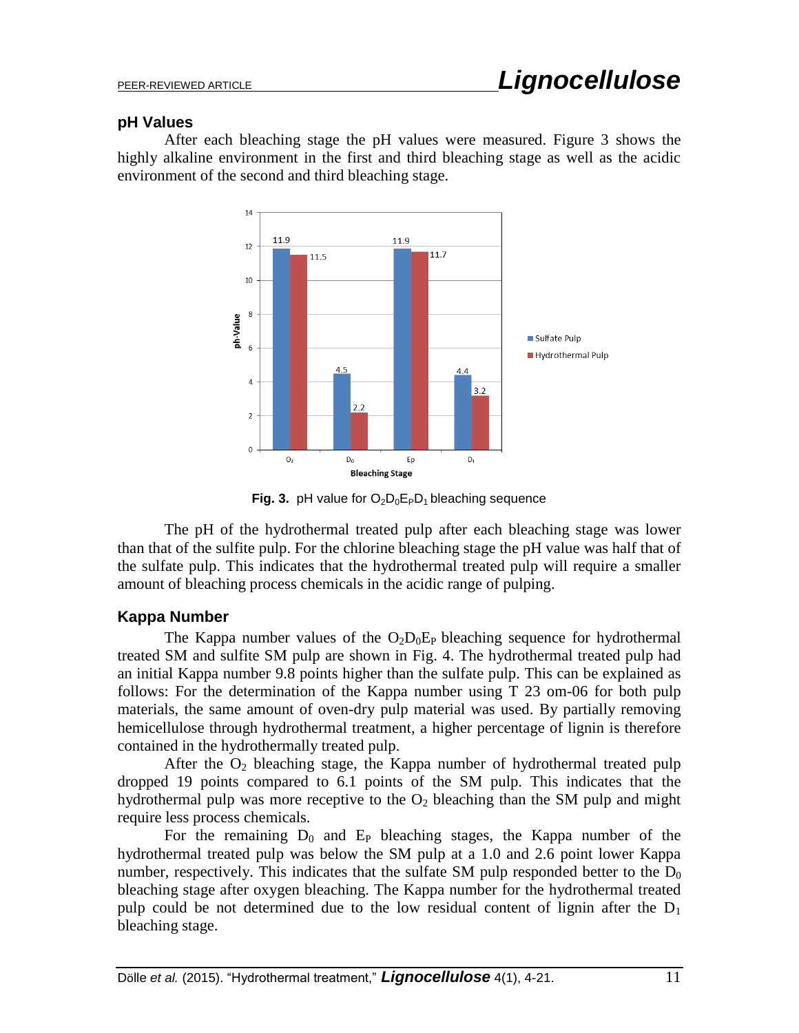### pH Values

After each bleaching stage the pH values were measured. Figure 3 shows the highly alkaline environment in the first and third bleaching stage as well as the acidic environment of the second and third bleaching stage.

**Fig. 3.** pH value for $O_2D_0E_PD_1$ bleaching sequence

The pH of the hydrothermal treated pulp after each bleaching stage was lower than that of the sulfite pulp. For the chlorine bleaching stage the pH value was half that of the sulfate pulp. This indicates that the hydrothermal treated pulp will require a smaller amount of bleaching process chemicals in the acidic range of pulping.

### Kappa Number

The Kappa number values of the $O_2D_0E_P$ bleaching sequence for hydrothermal treated SM and sulfite SM pulp are shown in Fig. 4. The hydrothermal treated pulp had an initial Kappa number 9.8 points higher than the sulfate pulp. This can be explained as follows: For the determination of the Kappa number using T 23 om-06 for both pulp materials, the same amount of oven-dry pulp material was used. By partially removing hemicellulose through hydrothermal treatment, a higher percentage of lignin is therefore contained in the hydrothermally treated pulp.

After the $O_2$ bleaching stage, the Kappa number of hydrothermal treated pulp dropped 19 points compared to 6.1 points of the SM pulp. This indicates that the hydrothermal pulp was more receptive to the $O_2$ bleaching than the SM pulp and might require less process chemicals.

For the remaining $D_0$ and $E_P$ bleaching stages, the Kappa number of the hydrothermal treated pulp was below the SM pulp at a 1.0 and 2.6 point lower Kappa number, respectively. This indicates that the sulfate SM pulp responded better to the $D_0$ bleaching stage after oxygen bleaching. The Kappa number for the hydrothermal treated pulp could be not determined due to the low residual content of lignin after the $D_1$ bleaching stage.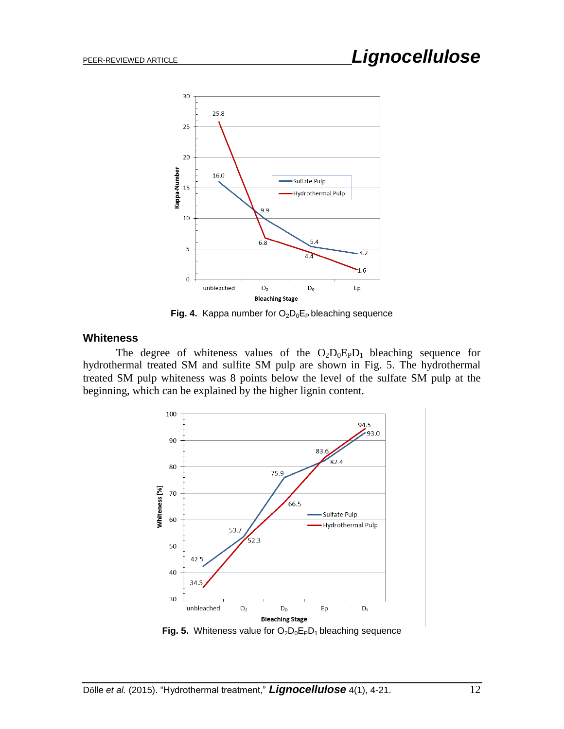Fig. 4. Kappa number for $O_2D_0E_P$ bleaching sequence

### Whiteness

The degree of whiteness values of the $O_2D_0E_PD_1$ bleaching sequence for hydrothermal treated SM and sulfite SM pulp are shown in Fig. 5. The hydrothermal treated SM pulp whiteness was 8 points below the level of the sulfate SM pulp at the beginning, which can be explained by the higher lignin content.

Fig. 5. Whiteness value for $O_2D_0E_PD_1$ bleaching sequence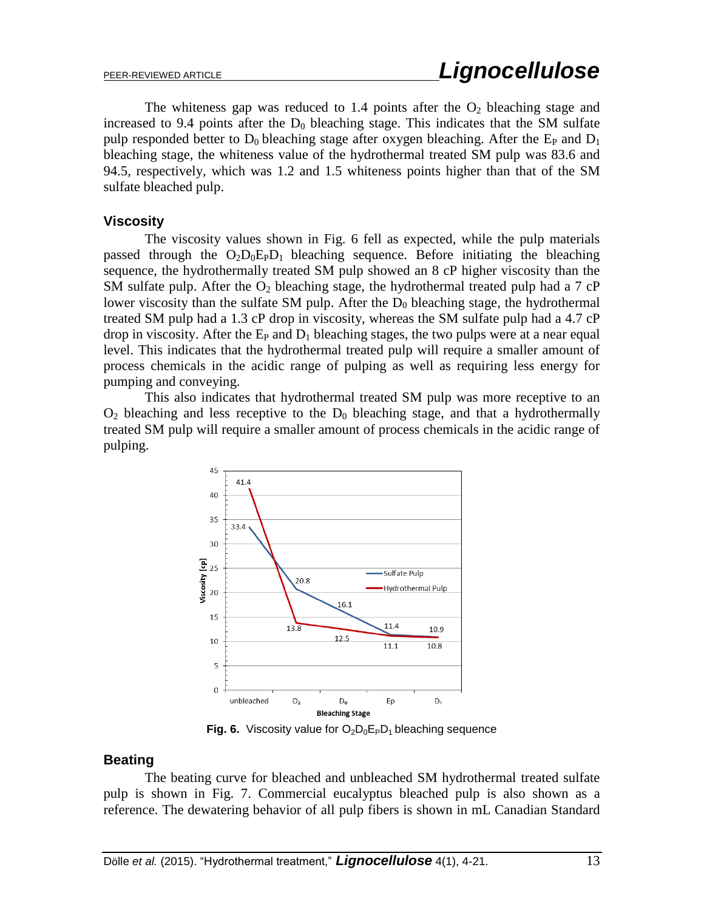The whiteness gap was reduced to 1.4 points after the $O_2$ bleaching stage and increased to 9.4 points after the $D_0$ bleaching stage. This indicates that the SM sulfate pulp responded better to $D_0$ bleaching stage after oxygen bleaching. After the $E_P$ and $D_1$ bleaching stage, the whiteness value of the hydrothermal treated SM pulp was 83.6 and 94.5, respectively, which was 1.2 and 1.5 whiteness points higher than that of the SM sulfate bleached pulp.

### Viscosity

The viscosity values shown in Fig. 6 fell as expected, while the pulp materials passed through the $O_2D_0E_PD_1$ bleaching sequence. Before initiating the bleaching sequence, the hydrothermally treated SM pulp showed an 8 cP higher viscosity than the SM sulfate pulp. After the $O_2$ bleaching stage, the hydrothermal treated pulp had a 7 cP lower viscosity than the sulfate SM pulp. After the $D_0$ bleaching stage, the hydrothermal treated SM pulp had a 1.3 cP drop in viscosity, whereas the SM sulfate pulp had a 4.7 cP drop in viscosity. After the $E_P$ and $D_1$ bleaching stages, the two pulps were at a near equal level. This indicates that the hydrothermal treated pulp will require a smaller amount of process chemicals in the acidic range of pulping as well as requiring less energy for pumping and conveying.

This also indicates that hydrothermal treated SM pulp was more receptive to an $O_2$ bleaching and less receptive to the $D_0$ bleaching stage, and that a hydrothermally treated SM pulp will require a smaller amount of process chemicals in the acidic range of pulping.

**Fig. 6.** Viscosity value for $O_2D_0E_PD_1$ bleaching sequence

### Beating

The beating curve for bleached and unbleached SM hydrothermal treated sulfate pulp is shown in Fig. 7. Commercial eucalyptus bleached pulp is also shown as a reference. The dewatering behavior of all pulp fibers is shown in mL Canadian Standard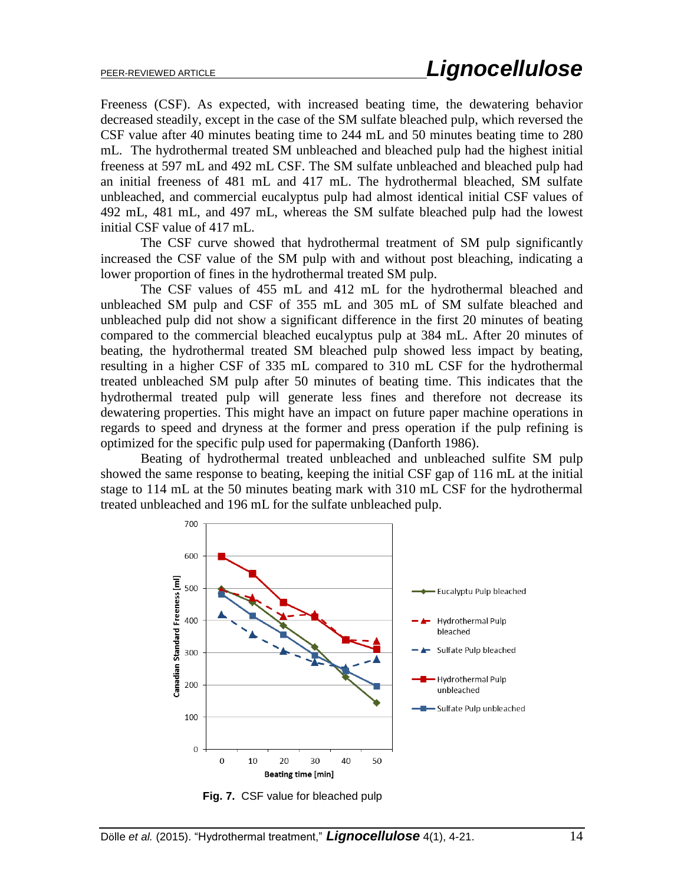Freeness (CSF). As expected, with increased beating time, the dewatering behavior decreased steadily, except in the case of the SM sulfate bleached pulp, which reversed the CSF value after 40 minutes beating time to 244 mL and 50 minutes beating time to 280 mL. The hydrothermal treated SM unbleached and bleached pulp had the highest initial freeness at 597 mL and 492 mL CSF. The SM sulfate unbleached and bleached pulp had an initial freeness of 481 mL and 417 mL. The hydrothermal bleached, SM sulfate unbleached, and commercial eucalyptus pulp had almost identical initial CSF values of 492 mL, 481 mL, and 497 mL, whereas the SM sulfate bleached pulp had the lowest initial CSF value of 417 mL.

The CSF curve showed that hydrothermal treatment of SM pulp significantly increased the CSF value of the SM pulp with and without post bleaching, indicating a lower proportion of fines in the hydrothermal treated SM pulp.

The CSF values of 455 mL and 412 mL for the hydrothermal bleached and unbleached SM pulp and CSF of 355 mL and 305 mL of SM sulfate bleached and unbleached pulp did not show a significant difference in the first 20 minutes of beating compared to the commercial bleached eucalyptus pulp at 384 mL. After 20 minutes of beating, the hydrothermal treated SM bleached pulp showed less impact by beating, resulting in a higher CSF of 335 mL compared to 310 mL CSF for the hydrothermal treated unbleached SM pulp after 50 minutes of beating time. This indicates that the hydrothermal treated pulp will generate less fines and therefore not decrease its dewatering properties. This might have an impact on future paper machine operations in regards to speed and dryness at the former and press operation if the pulp refining is optimized for the specific pulp used for papermaking (Danforth 1986).

Beating of hydrothermal treated unbleached and unbleached sulfite SM pulp showed the same response to beating, keeping the initial CSF gap of 116 mL at the initial stage to 114 mL at the 50 minutes beating mark with 310 mL CSF for the hydrothermal treated unbleached and 196 mL for the sulfate unbleached pulp.

**Fig. 7.** CSF value for bleached pulp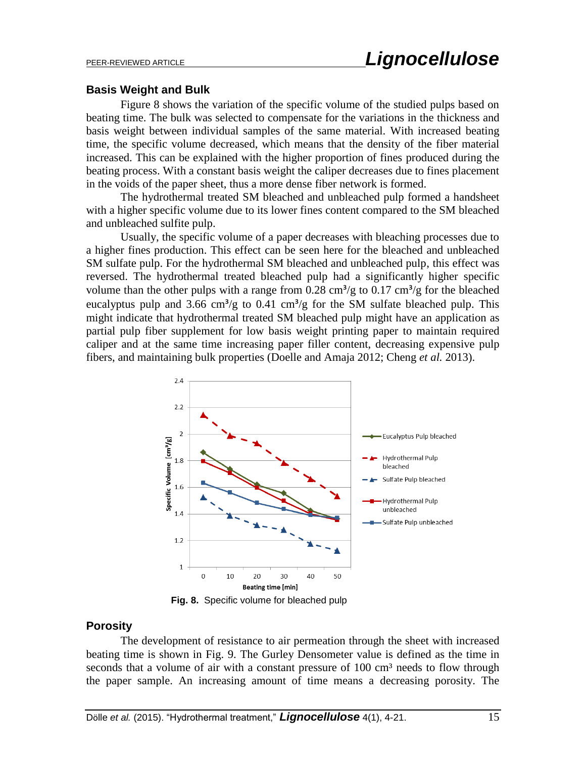## Basis Weight and Bulk

Figure 8 shows the variation of the specific volume of the studied pulps based on beating time. The bulk was selected to compensate for the variations in the thickness and basis weight between individual samples of the same material. With increased beating time, the specific volume decreased, which means that the density of the fiber material increased. This can be explained with the higher proportion of fines produced during the beating process. With a constant basis weight the caliper decreases due to fines placement in the voids of the paper sheet, thus a more dense fiber network is formed.

The hydrothermal treated SM bleached and unbleached pulp formed a handsheet with a higher specific volume due to its lower fines content compared to the SM bleached and unbleached sulfite pulp.

Usually, the specific volume of a paper decreases with bleaching processes due to a higher fines production. This effect can be seen here for the bleached and unbleached SM sulfate pulp. For the hydrothermal SM bleached and unbleached pulp, this effect was reversed. The hydrothermal treated bleached pulp had a significantly higher specific volume than the other pulps with a range from 0.28 cm³/g to 0.17 cm³/g for the bleached eucalyptus pulp and 3.66 cm³/g to 0.41 cm³/g for the SM sulfate bleached pulp. This might indicate that hydrothermal treated SM bleached pulp might have an application as partial pulp fiber supplement for low basis weight printing paper to maintain required caliper and at the same time increasing paper filler content, decreasing expensive pulp fibers, and maintaining bulk properties (Doelle and Amaja 2012; Cheng *et al.* 2013).

**Fig. 8.** Specific volume for bleached pulp

## Porosity

The development of resistance to air permeation through the sheet with increased beating time is shown in Fig. 9. The Gurley Densometer value is defined as the time in seconds that a volume of air with a constant pressure of 100 cm³ needs to flow through the paper sample. An increasing amount of time means a decreasing porosity. The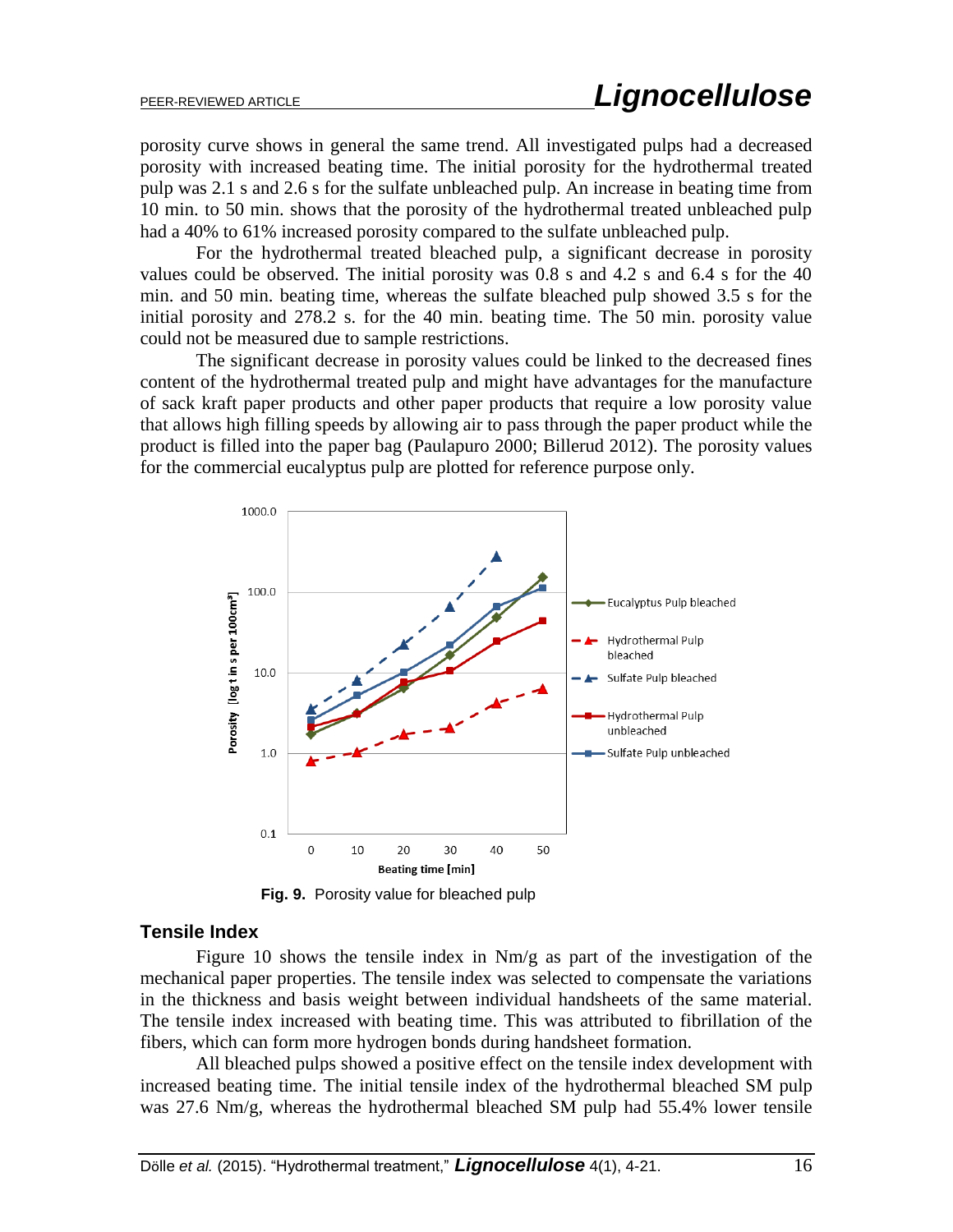porosity curve shows in general the same trend. All investigated pulps had a decreased porosity with increased beating time. The initial porosity for the hydrothermal treated pulp was 2.1 s and 2.6 s for the sulfate unbleached pulp. An increase in beating time from 10 min. to 50 min. shows that the porosity of the hydrothermal treated unbleached pulp had a 40% to 61% increased porosity compared to the sulfate unbleached pulp.

For the hydrothermal treated bleached pulp, a significant decrease in porosity values could be observed. The initial porosity was 0.8 s and 4.2 s and 6.4 s for the 40 min. and 50 min. beating time, whereas the sulfate bleached pulp showed 3.5 s for the initial porosity and 278.2 s. for the 40 min. beating time. The 50 min. porosity value could not be measured due to sample restrictions.

The significant decrease in porosity values could be linked to the decreased fines content of the hydrothermal treated pulp and might have advantages for the manufacture of sack kraft paper products and other paper products that require a low porosity value that allows high filling speeds by allowing air to pass through the paper product while the product is filled into the paper bag (Paulapuro 2000; Billerud 2012). The porosity values for the commercial eucalyptus pulp are plotted for reference purpose only.

**Fig. 9.** Porosity value for bleached pulp

## Tensile Index

Figure 10 shows the tensile index in Nm/g as part of the investigation of the mechanical paper properties. The tensile index was selected to compensate the variations in the thickness and basis weight between individual handsheets of the same material. The tensile index increased with beating time. This was attributed to fibrillation of the fibers, which can form more hydrogen bonds during handsheet formation.

All bleached pulps showed a positive effect on the tensile index development with increased beating time. The initial tensile index of the hydrothermal bleached SM pulp was 27.6 Nm/g, whereas the hydrothermal bleached SM pulp had 55.4% lower tensile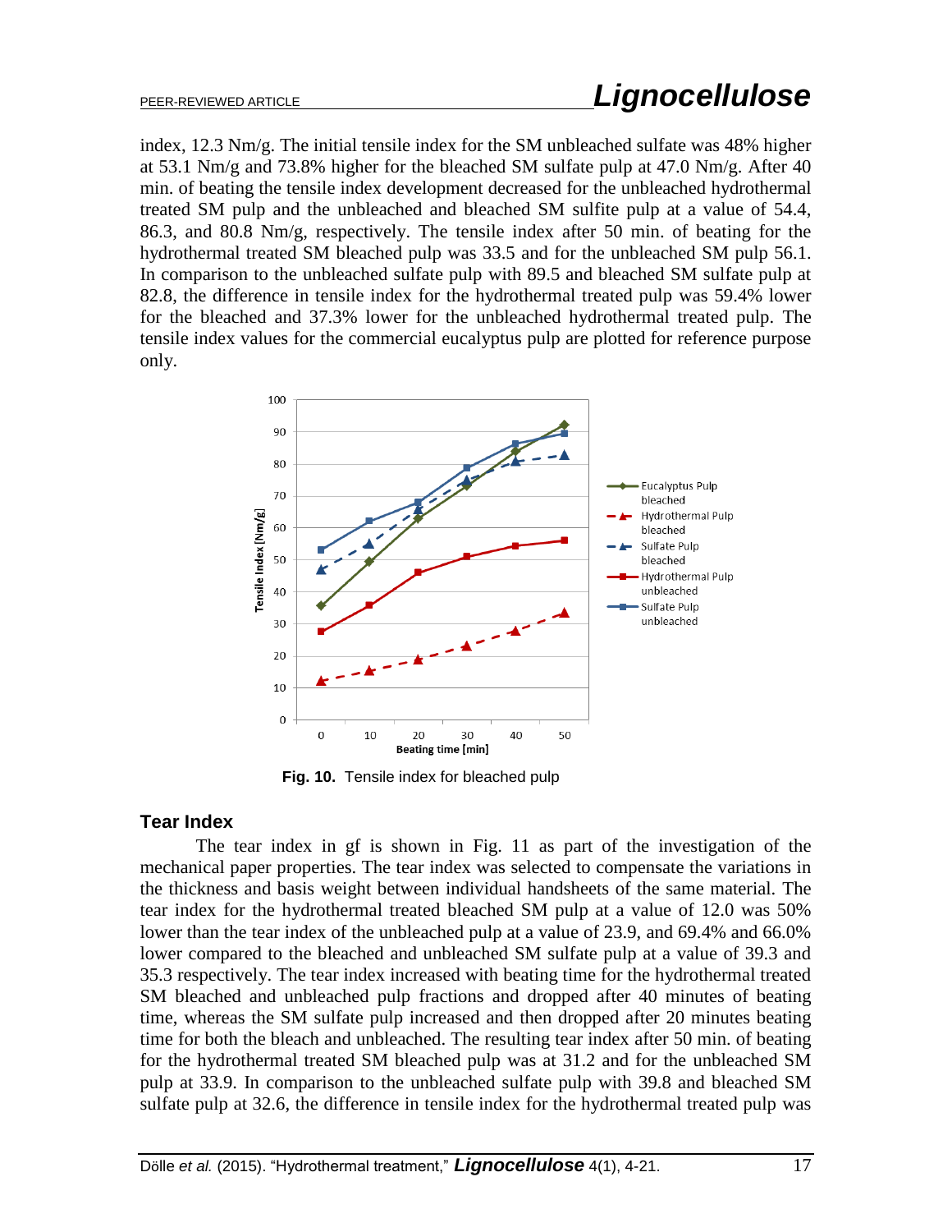index, 12.3 Nm/g. The initial tensile index for the SM unbleached sulfate was 48% higher at 53.1 Nm/g and 73.8% higher for the bleached SM sulfate pulp at 47.0 Nm/g. After 40 min. of beating the tensile index development decreased for the unbleached hydrothermal treated SM pulp and the unbleached and bleached SM sulfite pulp at a value of 54.4, 86.3, and 80.8 Nm/g, respectively. The tensile index after 50 min. of beating for the hydrothermal treated SM bleached pulp was 33.5 and for the unbleached SM pulp 56.1. In comparison to the unbleached sulfate pulp with 89.5 and bleached SM sulfate pulp at 82.8, the difference in tensile index for the hydrothermal treated pulp was 59.4% lower for the bleached and 37.3% lower for the unbleached hydrothermal treated pulp. The tensile index values for the commercial eucalyptus pulp are plotted for reference purpose only.

**Fig. 10.** Tensile index for bleached pulp

## Tear Index

The tear index in gf is shown in Fig. 11 as part of the investigation of the mechanical paper properties. The tear index was selected to compensate the variations in the thickness and basis weight between individual handsheets of the same material. The tear index for the hydrothermal treated bleached SM pulp at a value of 12.0 was 50% lower than the tear index of the unbleached pulp at a value of 23.9, and 69.4% and 66.0% lower compared to the bleached and unbleached SM sulfate pulp at a value of 39.3 and 35.3 respectively. The tear index increased with beating time for the hydrothermal treated SM bleached and unbleached pulp fractions and dropped after 40 minutes of beating time, whereas the SM sulfate pulp increased and then dropped after 20 minutes beating time for both the bleach and unbleached. The resulting tear index after 50 min. of beating for the hydrothermal treated SM bleached pulp was at 31.2 and for the unbleached SM pulp at 33.9. In comparison to the unbleached sulfate pulp with 39.8 and bleached SM sulfate pulp at 32.6, the difference in tensile index for the hydrothermal treated pulp was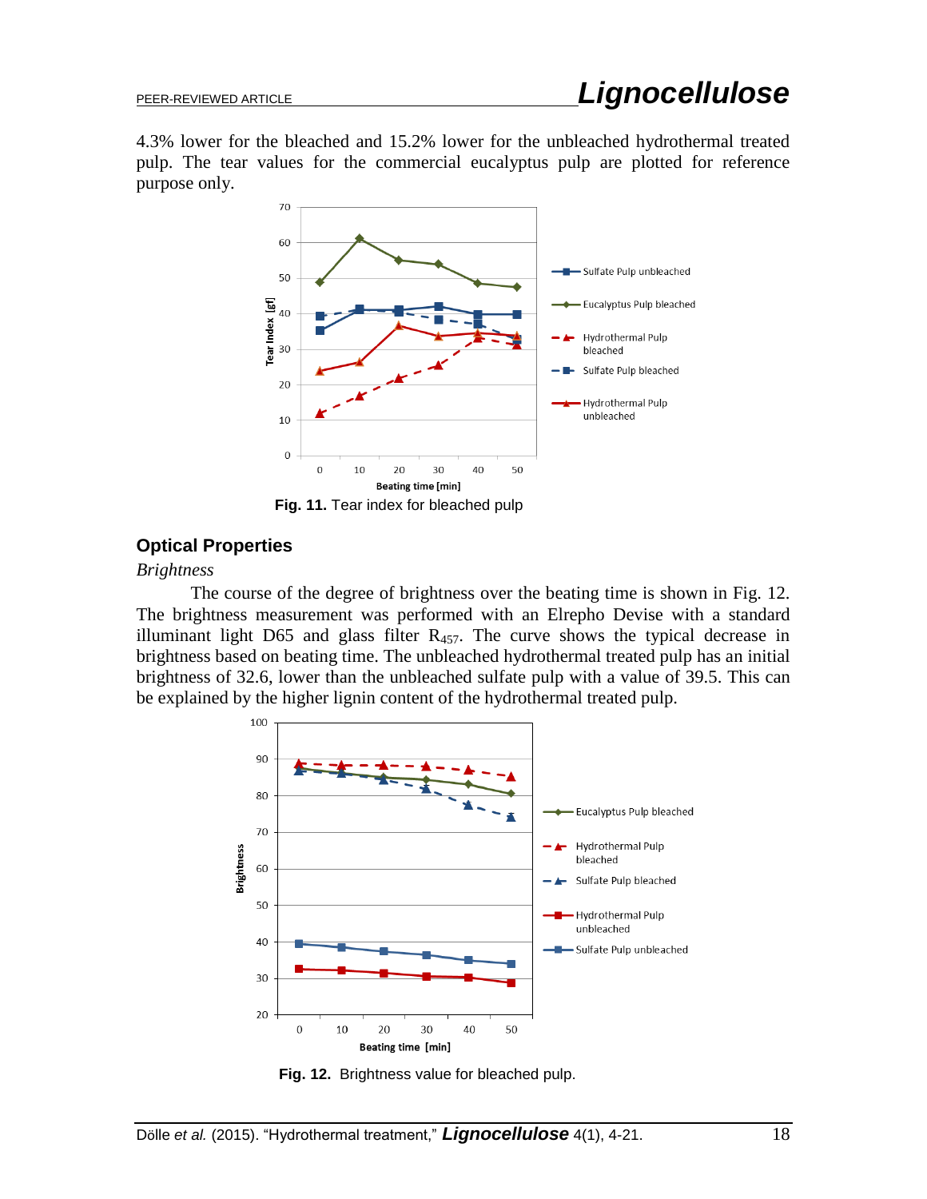4.3% lower for the bleached and 15.2% lower for the unbleached hydrothermal treated pulp. The tear values for the commercial eucalyptus pulp are plotted for reference purpose only.

**Fig. 11.** Tear index for bleached pulp

## Optical Properties

*Brightness*

The course of the degree of brightness over the beating time is shown in Fig. 12. The brightness measurement was performed with an Elrepho Devise with a standard illuminant light D65 and glass filter $R_{457}$. The curve shows the typical decrease in brightness based on beating time. The unbleached hydrothermal treated pulp has an initial brightness of 32.6, lower than the unbleached sulfate pulp with a value of 39.5. This can be explained by the higher lignin content of the hydrothermal treated pulp.

**Fig. 12.** Brightness value for bleached pulp.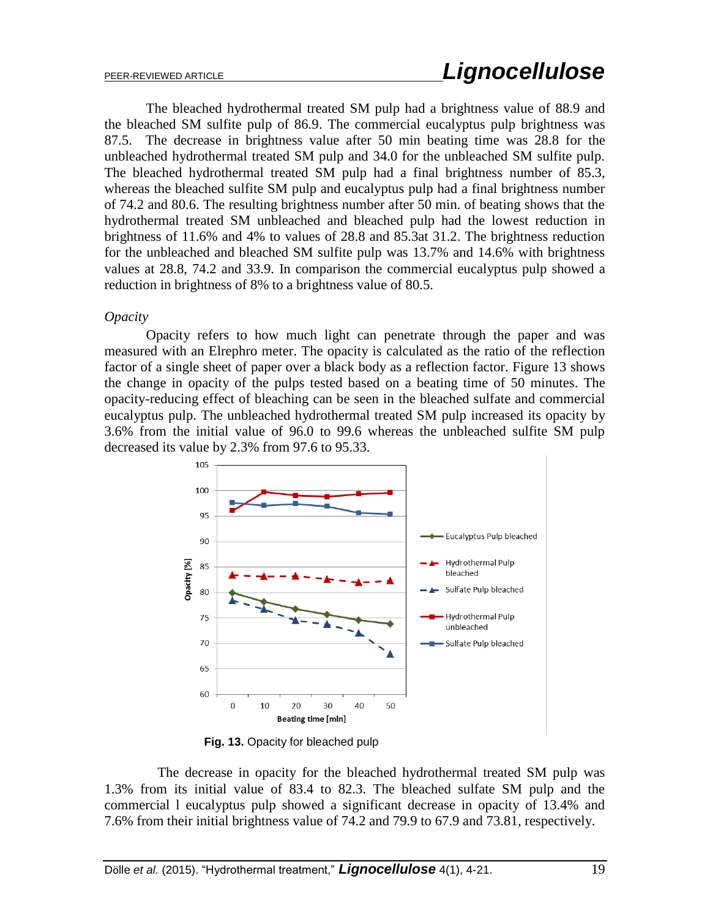The bleached hydrothermal treated SM pulp had a brightness value of 88.9 and the bleached SM sulfite pulp of 86.9. The commercial eucalyptus pulp brightness was 87.5. The decrease in brightness value after 50 min beating time was 28.8 for the unbleached hydrothermal treated SM pulp and 34.0 for the unbleached SM sulfite pulp. The bleached hydrothermal treated SM pulp had a final brightness number of 85.3, whereas the bleached sulfite SM pulp and eucalyptus pulp had a final brightness number of 74.2 and 80.6. The resulting brightness number after 50 min. of beating shows that the hydrothermal treated SM unbleached and bleached pulp had the lowest reduction in brightness of 11.6% and 4% to values of 28.8 and 85.3at 31.2. The brightness reduction for the unbleached and bleached SM sulfite pulp was 13.7% and 14.6% with brightness values at 28.8, 74.2 and 33.9. In comparison the commercial eucalyptus pulp showed a reduction in brightness of 8% to a brightness value of 80.5.

*Opacity*

Opacity refers to how much light can penetrate through the paper and was measured with an Elrephro meter. The opacity is calculated as the ratio of the reflection factor of a single sheet of paper over a black body as a reflection factor. Figure 13 shows the change in opacity of the pulps tested based on a beating time of 50 minutes. The opacity-reducing effect of bleaching can be seen in the bleached sulfate and commercial eucalyptus pulp. The unbleached hydrothermal treated SM pulp increased its opacity by 3.6% from the initial value of 96.0 to 99.6 whereas the unbleached sulfite SM pulp decreased its value by 2.3% from 97.6 to 95.33.

**Fig. 13.** Opacity for bleached pulp

The decrease in opacity for the bleached hydrothermal treated SM pulp was 1.3% from its initial value of 83.4 to 82.3. The bleached sulfate SM pulp and the commercial l eucalyptus pulp showed a significant decrease in opacity of 13.4% and 7.6% from their initial brightness value of 74.2 and 79.9 to 67.9 and 73.81, respectively.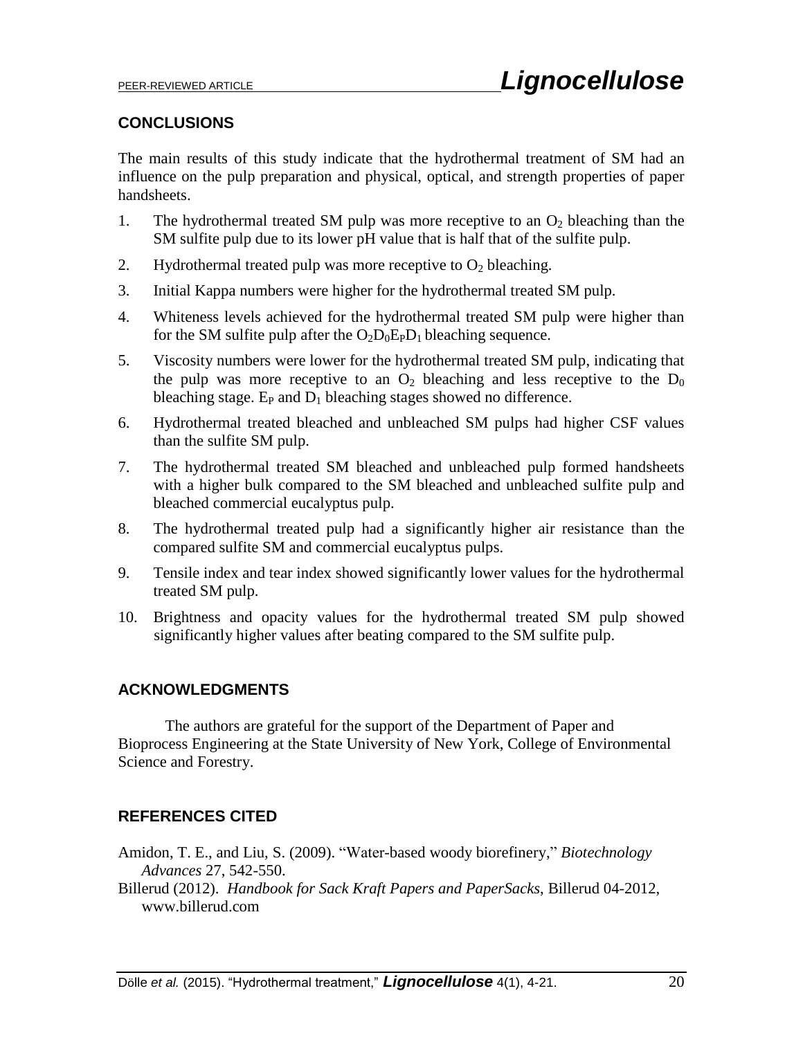## CONCLUSIONS

The main results of this study indicate that the hydrothermal treatment of SM had an influence on the pulp preparation and physical, optical, and strength properties of paper handsheets.

1. The hydrothermal treated SM pulp was more receptive to an $O_2$ bleaching than the SM sulfite pulp due to its lower pH value that is half that of the sulfite pulp.
2. Hydrothermal treated pulp was more receptive to $O_2$ bleaching.
3. Initial Kappa numbers were higher for the hydrothermal treated SM pulp.
4. Whiteness levels achieved for the hydrothermal treated SM pulp were higher than for the SM sulfite pulp after the $O_2D_0E_PD_1$ bleaching sequence.
5. Viscosity numbers were lower for the hydrothermal treated SM pulp, indicating that the pulp was more receptive to an $O_2$ bleaching and less receptive to the $D_0$ bleaching stage. $E_P$ and $D_1$ bleaching stages showed no difference.
6. Hydrothermal treated bleached and unbleached SM pulps had higher CSF values than the sulfite SM pulp.
7. The hydrothermal treated SM bleached and unbleached pulp formed handsheets with a higher bulk compared to the SM bleached and unbleached sulfite pulp and bleached commercial eucalyptus pulp.
8. The hydrothermal treated pulp had a significantly higher air resistance than the compared sulfite SM and commercial eucalyptus pulps.
9. Tensile index and tear index showed significantly lower values for the hydrothermal treated SM pulp.
10. Brightness and opacity values for the hydrothermal treated SM pulp showed significantly higher values after beating compared to the SM sulfite pulp.

## ACKNOWLEDGMENTS

The authors are grateful for the support of the Department of Paper and Bioprocess Engineering at the State University of New York, College of Environmental Science and Forestry.

## REFERENCES CITED

Amidon, T. E., and Liu, S. (2009). "Water-based woody biorefinery," *Biotechnology Advances* 27, 542-550.

Billerud (2012). *Handbook for Sack Kraft Papers and PaperSacks*, Billerud 04-2012, www.billerud.com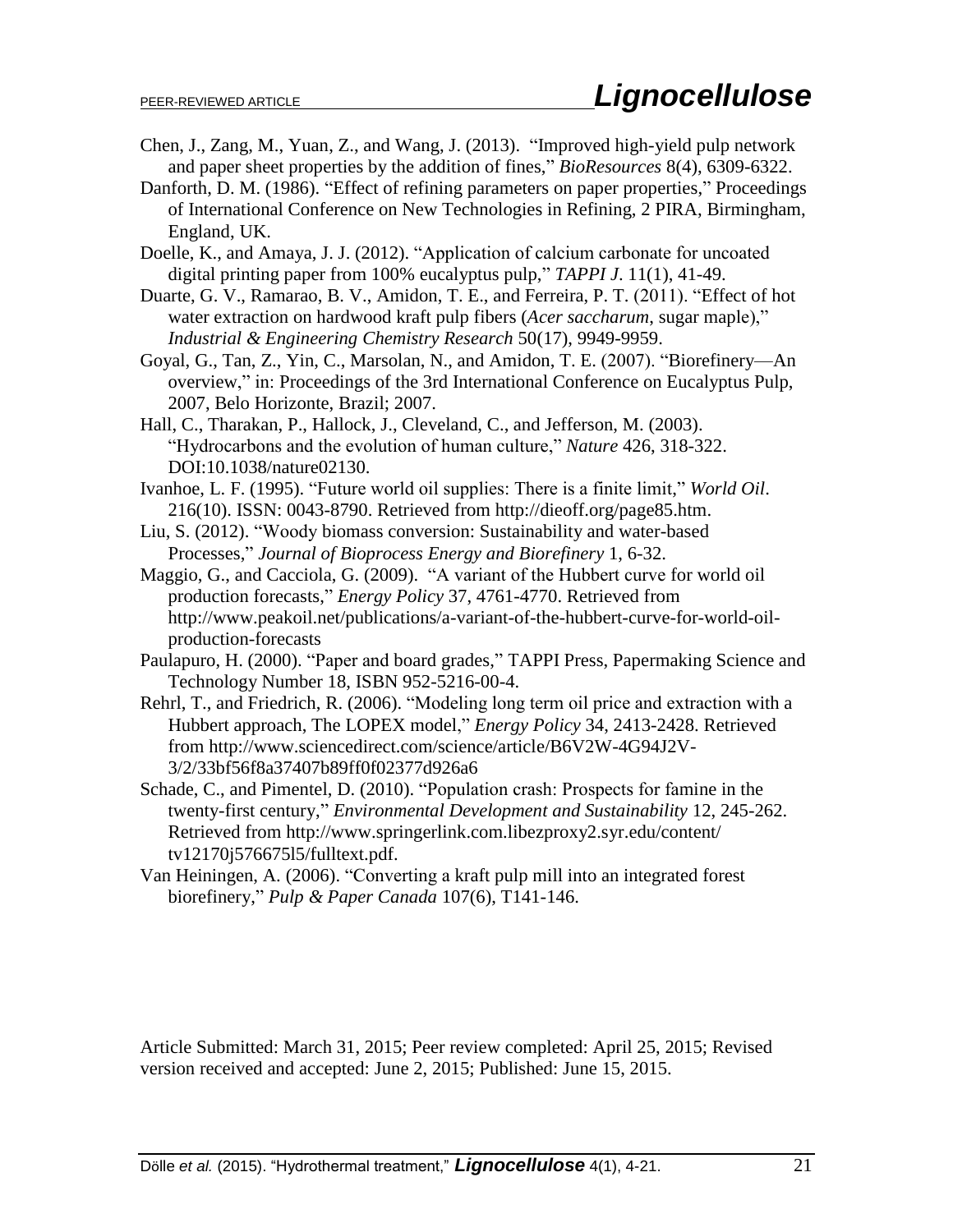Chen, J., Zang, M., Yuan, Z., and Wang, J. (2013). "Improved high-yield pulp network and paper sheet properties by the addition of fines," *BioResources* 8(4), 6309-6322.

Danforth, D. M. (1986). "Effect of refining parameters on paper properties," Proceedings of International Conference on New Technologies in Refining, 2 PIRA, Birmingham, England, UK.

Doelle, K., and Amaya, J. J. (2012). "Application of calcium carbonate for uncoated digital printing paper from 100% eucalyptus pulp," *TAPPI J*. 11(1), 41-49.

Duarte, G. V., Ramarao, B. V., Amidon, T. E., and Ferreira, P. T. (2011). "Effect of hot water extraction on hardwood kraft pulp fibers (*Acer saccharum*, sugar maple)," *Industrial & Engineering Chemistry Research* 50(17), 9949-9959.

Goyal, G., Tan, Z., Yin, C., Marsolan, N., and Amidon, T. E. (2007). "Biorefinery—An overview," in: Proceedings of the 3rd International Conference on Eucalyptus Pulp, 2007, Belo Horizonte, Brazil; 2007.

Hall, C., Tharakan, P., Hallock, J., Cleveland, C., and Jefferson, M. (2003). "Hydrocarbons and the evolution of human culture," *Nature* 426, 318-322. DOI:10.1038/nature02130.

Ivanhoe, L. F. (1995). "Future world oil supplies: There is a finite limit," *World Oil*. 216(10). ISSN: 0043-8790. Retrieved from http://dieoff.org/page85.htm.

Liu, S. (2012). "Woody biomass conversion: Sustainability and water-based Processes," *Journal of Bioprocess Energy and Biorefinery* 1, 6-32.

Maggio, G., and Cacciola, G. (2009). "A variant of the Hubbert curve for world oil production forecasts," *Energy Policy* 37, 4761-4770. Retrieved from http://www.peakoil.net/publications/a-variant-of-the-hubbert-curve-for-world-oil-production-forecasts

Paulapuro, H. (2000). "Paper and board grades," TAPPI Press, Papermaking Science and Technology Number 18, ISBN 952-5216-00-4.

Rehrl, T., and Friedrich, R. (2006). "Modeling long term oil price and extraction with a Hubbert approach, The LOPEX model," *Energy Policy* 34, 2413-2428. Retrieved from http://www.sciencedirect.com/science/article/B6V2W-4G94J2V-3/2/33bf56f8a37407b89ff0f02377d926a6

Schade, C., and Pimentel, D. (2010). "Population crash: Prospects for famine in the twenty-first century," *Environmental Development and Sustainability* 12, 245-262. Retrieved from http://www.springerlink.com.libezproxy2.syr.edu/content/tv12170j576675l5/fulltext.pdf.

Van Heiningen, A. (2006). "Converting a kraft pulp mill into an integrated forest biorefinery," *Pulp & Paper Canada* 107(6), T141-146.

Article Submitted: March 31, 2015; Peer review completed: April 25, 2015; Revised version received and accepted: June 2, 2015; Published: June 15, 2015.